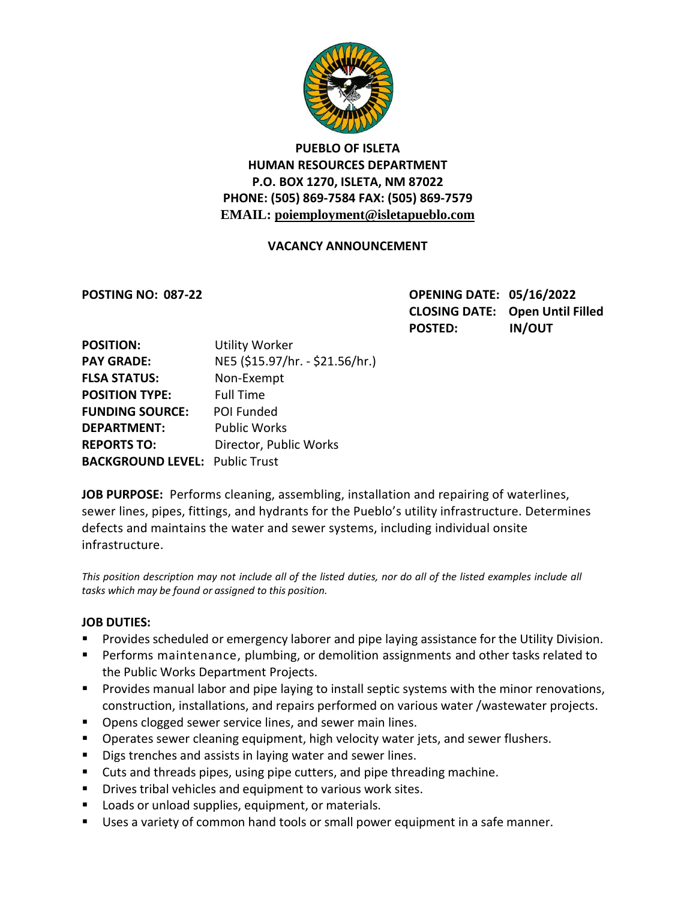**PUEBLO OF ISLETA**
**HUMAN RESOURCES DEPARTMENT**
**P.O. BOX 1270, ISLETA, NM 87022**
**PHONE: (505) 869-7584 FAX: (505) 869-7579**
**EMAIL: poiemployment@isletapueblo.com**

## VACANCY ANNOUNCEMENT

**POSTING NO: 087-22**

**OPENING DATE: 05/16/2022**
**CLOSING DATE: Open Until Filled**
**POSTED: IN/OUT**

**POSITION:** Utility Worker
**PAY GRADE:** NE5 ($15.97/hr. - $21.56/hr.)
**FLSA STATUS:** Non-Exempt
**POSITION TYPE:** Full Time
**FUNDING SOURCE:** POI Funded
**DEPARTMENT:** Public Works
**REPORTS TO:** Director, Public Works
**BACKGROUND LEVEL:** Public Trust

**JOB PURPOSE:** Performs cleaning, assembling, installation and repairing of waterlines, sewer lines, pipes, fittings, and hydrants for the Pueblo's utility infrastructure. Determines defects and maintains the water and sewer systems, including individual onsite infrastructure.

*This position description may not include all of the listed duties, nor do all of the listed examples include all tasks which may be found or assigned to this position.*

**JOB DUTIES:**

- Provides scheduled or emergency laborer and pipe laying assistance for the Utility Division.
- Performs maintenance, plumbing, or demolition assignments and other tasks related to the Public Works Department Projects.
- Provides manual labor and pipe laying to install septic systems with the minor renovations, construction, installations, and repairs performed on various water /wastewater projects.
- Opens clogged sewer service lines, and sewer main lines.
- Operates sewer cleaning equipment, high velocity water jets, and sewer flushers.
- Digs trenches and assists in laying water and sewer lines.
- Cuts and threads pipes, using pipe cutters, and pipe threading machine.
- Drives tribal vehicles and equipment to various work sites.
- Loads or unload supplies, equipment, or materials.
- Uses a variety of common hand tools or small power equipment in a safe manner.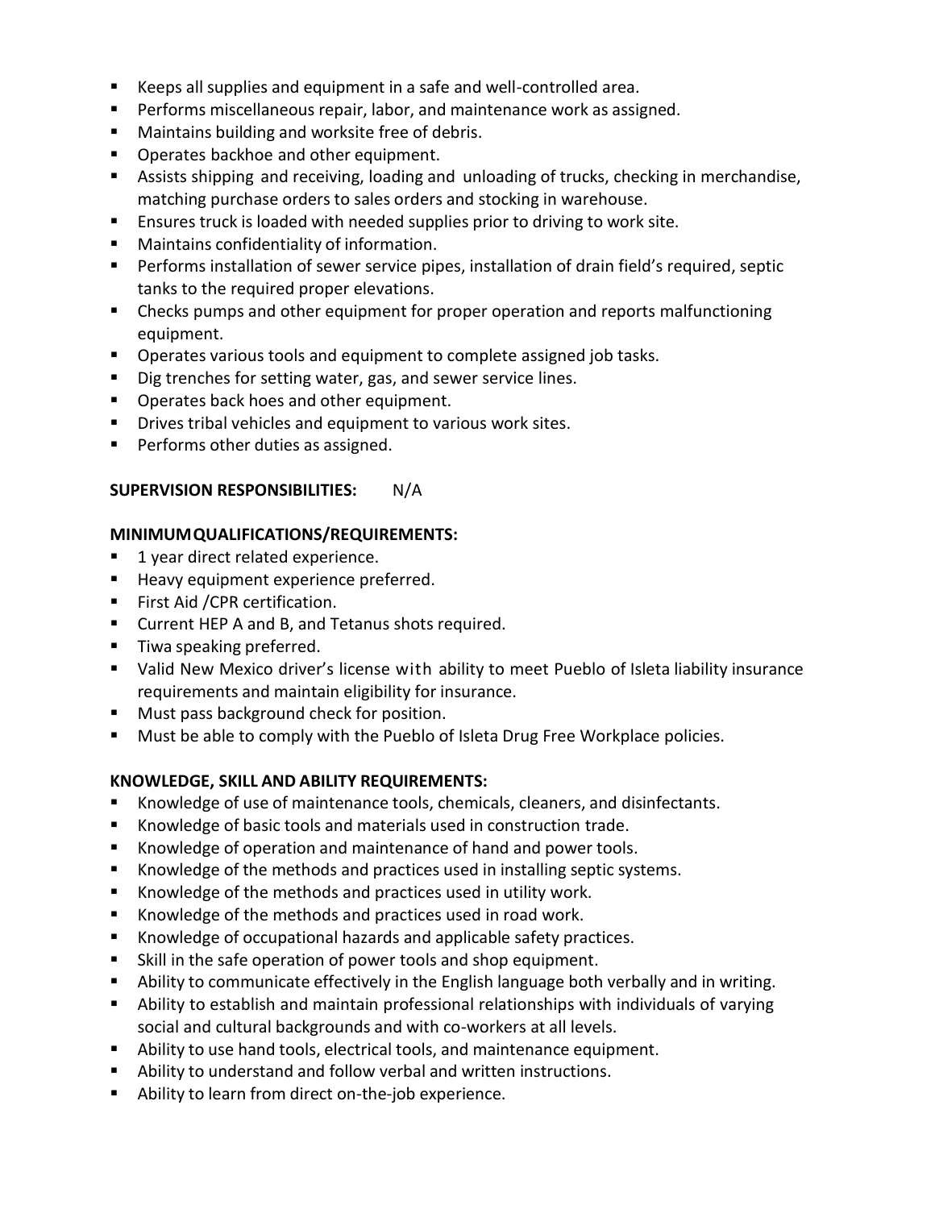- Keeps all supplies and equipment in a safe and well-controlled area.
- Performs miscellaneous repair, labor, and maintenance work as assigned.
- Maintains building and worksite free of debris.
- Operates backhoe and other equipment.
- Assists shipping and receiving, loading and unloading of trucks, checking in merchandise, matching purchase orders to sales orders and stocking in warehouse.
- Ensures truck is loaded with needed supplies prior to driving to work site.
- Maintains confidentiality of information.
- Performs installation of sewer service pipes, installation of drain field's required, septic tanks to the required proper elevations.
- Checks pumps and other equipment for proper operation and reports malfunctioning equipment.
- Operates various tools and equipment to complete assigned job tasks.
- Dig trenches for setting water, gas, and sewer service lines.
- Operates back hoes and other equipment.
- Drives tribal vehicles and equipment to various work sites.
- Performs other duties as assigned.

**SUPERVISION RESPONSIBILITIES:** N/A

**MINIMUMQUALIFICATIONS/REQUIREMENTS:**

- 1 year direct related experience.
- Heavy equipment experience preferred.
- First Aid /CPR certification.
- Current HEP A and B, and Tetanus shots required.
- Tiwa speaking preferred.
- Valid New Mexico driver's license with ability to meet Pueblo of Isleta liability insurance requirements and maintain eligibility for insurance.
- Must pass background check for position.
- Must be able to comply with the Pueblo of Isleta Drug Free Workplace policies.

**KNOWLEDGE, SKILL AND ABILITY REQUIREMENTS:**

- Knowledge of use of maintenance tools, chemicals, cleaners, and disinfectants.
- Knowledge of basic tools and materials used in construction trade.
- Knowledge of operation and maintenance of hand and power tools.
- Knowledge of the methods and practices used in installing septic systems.
- Knowledge of the methods and practices used in utility work.
- Knowledge of the methods and practices used in road work.
- Knowledge of occupational hazards and applicable safety practices.
- Skill in the safe operation of power tools and shop equipment.
- Ability to communicate effectively in the English language both verbally and in writing.
- Ability to establish and maintain professional relationships with individuals of varying social and cultural backgrounds and with co-workers at all levels.
- Ability to use hand tools, electrical tools, and maintenance equipment.
- Ability to understand and follow verbal and written instructions.
- Ability to learn from direct on-the-job experience.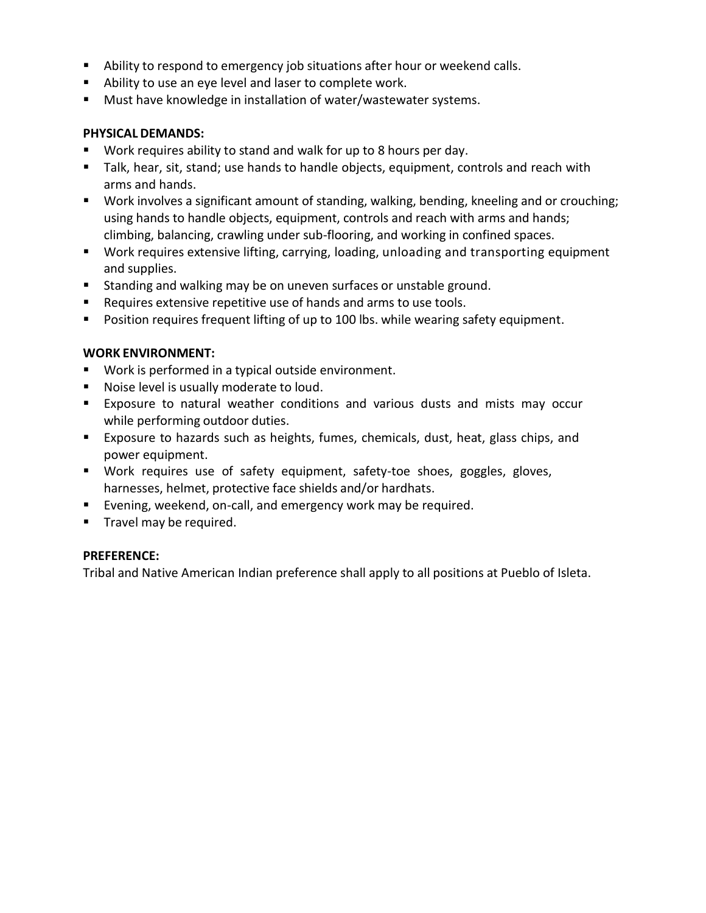- Ability to respond to emergency job situations after hour or weekend calls.
- Ability to use an eye level and laser to complete work.
- Must have knowledge in installation of water/wastewater systems.

**PHYSICAL DEMANDS:**

- Work requires ability to stand and walk for up to 8 hours per day.
- Talk, hear, sit, stand; use hands to handle objects, equipment, controls and reach with arms and hands.
- Work involves a significant amount of standing, walking, bending, kneeling and or crouching; using hands to handle objects, equipment, controls and reach with arms and hands; climbing, balancing, crawling under sub-flooring, and working in confined spaces.
- Work requires extensive lifting, carrying, loading, unloading and transporting equipment and supplies.
- Standing and walking may be on uneven surfaces or unstable ground.
- Requires extensive repetitive use of hands and arms to use tools.
- Position requires frequent lifting of up to 100 lbs. while wearing safety equipment.

**WORK ENVIRONMENT:**

- Work is performed in a typical outside environment.
- Noise level is usually moderate to loud.
- Exposure to natural weather conditions and various dusts and mists may occur while performing outdoor duties.
- Exposure to hazards such as heights, fumes, chemicals, dust, heat, glass chips, and power equipment.
- Work requires use of safety equipment, safety-toe shoes, goggles, gloves, harnesses, helmet, protective face shields and/or hardhats.
- Evening, weekend, on-call, and emergency work may be required.
- Travel may be required.

**PREFERENCE:**

Tribal and Native American Indian preference shall apply to all positions at Pueblo of Isleta.